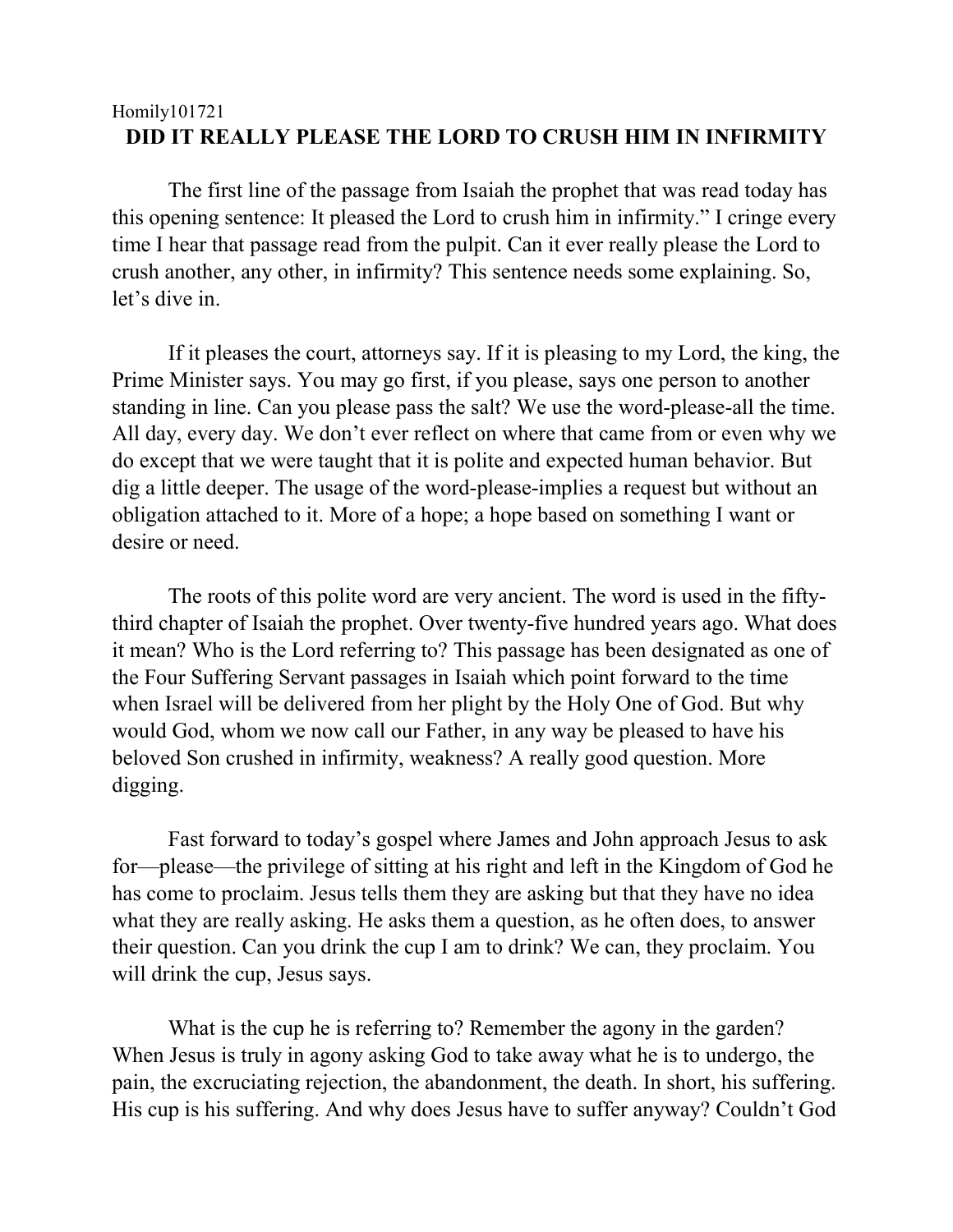Homily101721

# DID IT REALLY PLEASE THE LORD TO CRUSH HIM IN INFIRMITY

The first line of the passage from Isaiah the prophet that was read today has this opening sentence: It pleased the Lord to crush him in infirmity." I cringe every time I hear that passage read from the pulpit. Can it ever really please the Lord to crush another, any other, in infirmity? This sentence needs some explaining. So, let's dive in.

If it pleases the court, attorneys say. If it is pleasing to my Lord, the king, the Prime Minister says. You may go first, if you please, says one person to another standing in line. Can you please pass the salt? We use the word-please-all the time. All day, every day. We don't ever reflect on where that came from or even why we do except that we were taught that it is polite and expected human behavior. But dig a little deeper. The usage of the word-please-implies a request but without an obligation attached to it. More of a hope; a hope based on something I want or desire or need.

The roots of this polite word are very ancient. The word is used in the fifty-third chapter of Isaiah the prophet. Over twenty-five hundred years ago. What does it mean? Who is the Lord referring to? This passage has been designated as one of the Four Suffering Servant passages in Isaiah which point forward to the time when Israel will be delivered from her plight by the Holy One of God. But why would God, whom we now call our Father, in any way be pleased to have his beloved Son crushed in infirmity, weakness? A really good question. More digging.

Fast forward to today's gospel where James and John approach Jesus to ask for—please—the privilege of sitting at his right and left in the Kingdom of God he has come to proclaim. Jesus tells them they are asking but that they have no idea what they are really asking. He asks them a question, as he often does, to answer their question. Can you drink the cup I am to drink? We can, they proclaim. You will drink the cup, Jesus says.

What is the cup he is referring to? Remember the agony in the garden? When Jesus is truly in agony asking God to take away what he is to undergo, the pain, the excruciating rejection, the abandonment, the death. In short, his suffering. His cup is his suffering. And why does Jesus have to suffer anyway? Couldn't God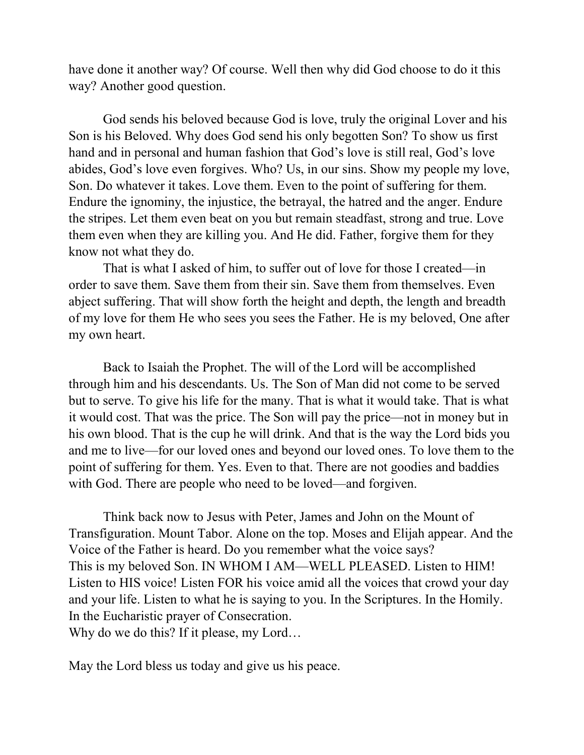have done it another way? Of course. Well then why did God choose to do it this way? Another good question.

God sends his beloved because God is love, truly the original Lover and his Son is his Beloved. Why does God send his only begotten Son? To show us first hand and in personal and human fashion that God's love is still real, God's love abides, God's love even forgives. Who? Us, in our sins. Show my people my love, Son. Do whatever it takes. Love them. Even to the point of suffering for them. Endure the ignominy, the injustice, the betrayal, the hatred and the anger. Endure the stripes. Let them even beat on you but remain steadfast, strong and true. Love them even when they are killing you. And He did. Father, forgive them for they know not what they do.

That is what I asked of him, to suffer out of love for those I created—in order to save them. Save them from their sin. Save them from themselves. Even abject suffering. That will show forth the height and depth, the length and breadth of my love for them He who sees you sees the Father. He is my beloved, One after my own heart.

Back to Isaiah the Prophet. The will of the Lord will be accomplished through him and his descendants. Us. The Son of Man did not come to be served but to serve. To give his life for the many. That is what it would take. That is what it would cost. That was the price. The Son will pay the price—not in money but in his own blood. That is the cup he will drink. And that is the way the Lord bids you and me to live—for our loved ones and beyond our loved ones. To love them to the point of suffering for them. Yes. Even to that. There are not goodies and baddies with God. There are people who need to be loved—and forgiven.

Think back now to Jesus with Peter, James and John on the Mount of Transfiguration. Mount Tabor. Alone on the top. Moses and Elijah appear. And the Voice of the Father is heard. Do you remember what the voice says?
This is my beloved Son. IN WHOM I AM—WELL PLEASED. Listen to HIM! Listen to HIS voice! Listen FOR his voice amid all the voices that crowd your day and your life. Listen to what he is saying to you. In the Scriptures. In the Homily. In the Eucharistic prayer of Consecration.
Why do we do this? If it please, my Lord…

May the Lord bless us today and give us his peace.